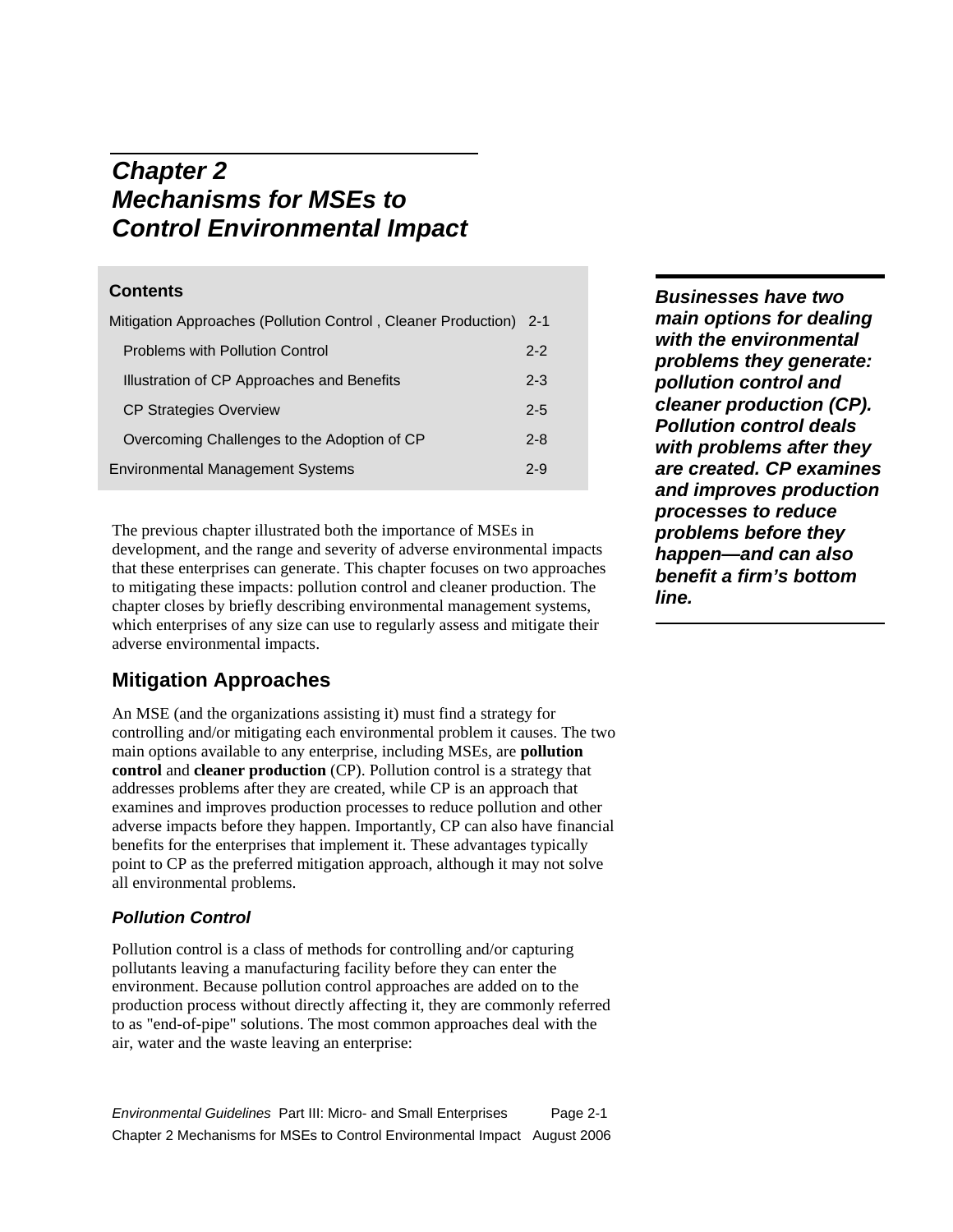# *Chapter 2*
# *Mechanisms for MSEs to Control Environmental Impact*

**Contents**

| | |
|---|---|
| Mitigation Approaches (Pollution Control , Cleaner Production) | 2-1 |
| Problems with Pollution Control | 2-2 |
| Illustration of CP Approaches and Benefits | 2-3 |
| CP Strategies Overview | 2-5 |
| Overcoming Challenges to the Adoption of CP | 2-8 |
| Environmental Management Systems | 2-9 |

***Businesses have two main options for dealing with the environmental problems they generate: pollution control and cleaner production (CP). Pollution control deals with problems after they are created. CP examines and improves production processes to reduce problems before they happen—and can also benefit a firm's bottom line.***

The previous chapter illustrated both the importance of MSEs in development, and the range and severity of adverse environmental impacts that these enterprises can generate. This chapter focuses on two approaches to mitigating these impacts: pollution control and cleaner production. The chapter closes by briefly describing environmental management systems, which enterprises of any size can use to regularly assess and mitigate their adverse environmental impacts.

## Mitigation Approaches

An MSE (and the organizations assisting it) must find a strategy for controlling and/or mitigating each environmental problem it causes. The two main options available to any enterprise, including MSEs, are **pollution control** and **cleaner production** (CP). Pollution control is a strategy that addresses problems after they are created, while CP is an approach that examines and improves production processes to reduce pollution and other adverse impacts before they happen. Importantly, CP can also have financial benefits for the enterprises that implement it. These advantages typically point to CP as the preferred mitigation approach, although it may not solve all environmental problems.

### *Pollution Control*

Pollution control is a class of methods for controlling and/or capturing pollutants leaving a manufacturing facility before they can enter the environment. Because pollution control approaches are added on to the production process without directly affecting it, they are commonly referred to as "end-of-pipe" solutions. The most common approaches deal with the air, water and the waste leaving an enterprise: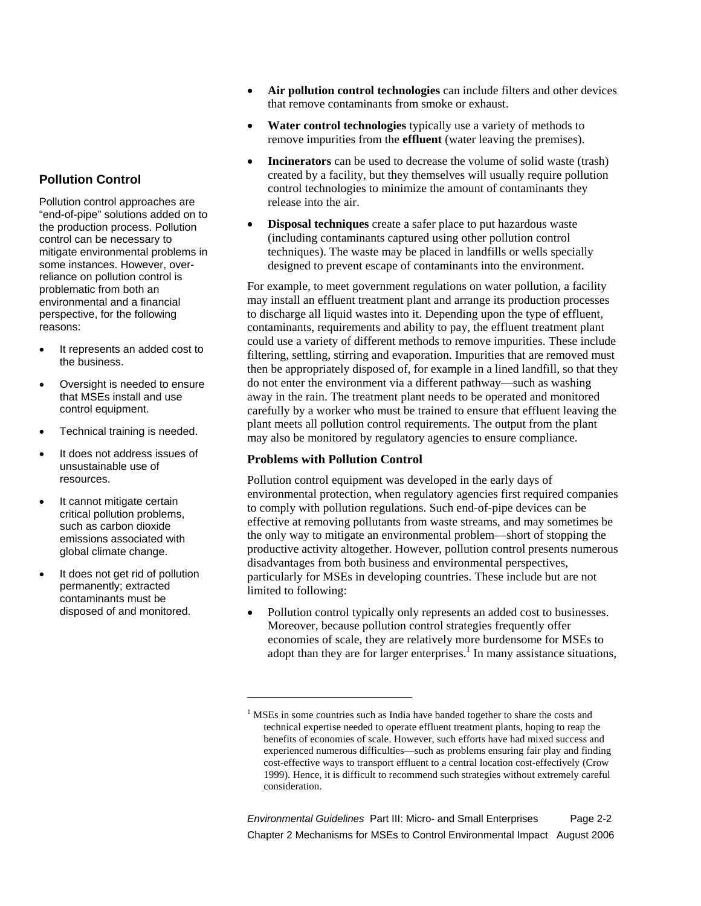## Pollution Control

Pollution control approaches are "end-of-pipe" solutions added on to the production process. Pollution control can be necessary to mitigate environmental problems in some instances. However, over-reliance on pollution control is problematic from both an environmental and a financial perspective, for the following reasons:

- It represents an added cost to the business.
- Oversight is needed to ensure that MSEs install and use control equipment.
- Technical training is needed.
- It does not address issues of unsustainable use of resources.
- It cannot mitigate certain critical pollution problems, such as carbon dioxide emissions associated with global climate change.
- It does not get rid of pollution permanently; extracted contaminants must be disposed of and monitored.

---

- **Air pollution control technologies** can include filters and other devices that remove contaminants from smoke or exhaust.
- **Water control technologies** typically use a variety of methods to remove impurities from the **effluent** (water leaving the premises).
- **Incinerators** can be used to decrease the volume of solid waste (trash) created by a facility, but they themselves will usually require pollution control technologies to minimize the amount of contaminants they release into the air.
- **Disposal techniques** create a safer place to put hazardous waste (including contaminants captured using other pollution control techniques). The waste may be placed in landfills or wells specially designed to prevent escape of contaminants into the environment.

For example, to meet government regulations on water pollution, a facility may install an effluent treatment plant and arrange its production processes to discharge all liquid wastes into it. Depending upon the type of effluent, contaminants, requirements and ability to pay, the effluent treatment plant could use a variety of different methods to remove impurities. These include filtering, settling, stirring and evaporation. Impurities that are removed must then be appropriately disposed of, for example in a lined landfill, so that they do not enter the environment via a different pathway—such as washing away in the rain. The treatment plant needs to be operated and monitored carefully by a worker who must be trained to ensure that effluent leaving the plant meets all pollution control requirements. The output from the plant may also be monitored by regulatory agencies to ensure compliance.

### Problems with Pollution Control

Pollution control equipment was developed in the early days of environmental protection, when regulatory agencies first required companies to comply with pollution regulations. Such end-of-pipe devices can be effective at removing pollutants from waste streams, and may sometimes be the only way to mitigate an environmental problem—short of stopping the productive activity altogether. However, pollution control presents numerous disadvantages from both business and environmental perspectives, particularly for MSEs in developing countries. These include but are not limited to following:

- Pollution control typically only represents an added cost to businesses. Moreover, because pollution control strategies frequently offer economies of scale, they are relatively more burdensome for MSEs to adopt than they are for larger enterprises.[1] In many assistance situations,

---

[1] MSEs in some countries such as India have banded together to share the costs and technical expertise needed to operate effluent treatment plants, hoping to reap the benefits of economies of scale. However, such efforts have had mixed success and experienced numerous difficulties—such as problems ensuring fair play and finding cost-effective ways to transport effluent to a central location cost-effectively (Crow 1999). Hence, it is difficult to recommend such strategies without extremely careful consideration.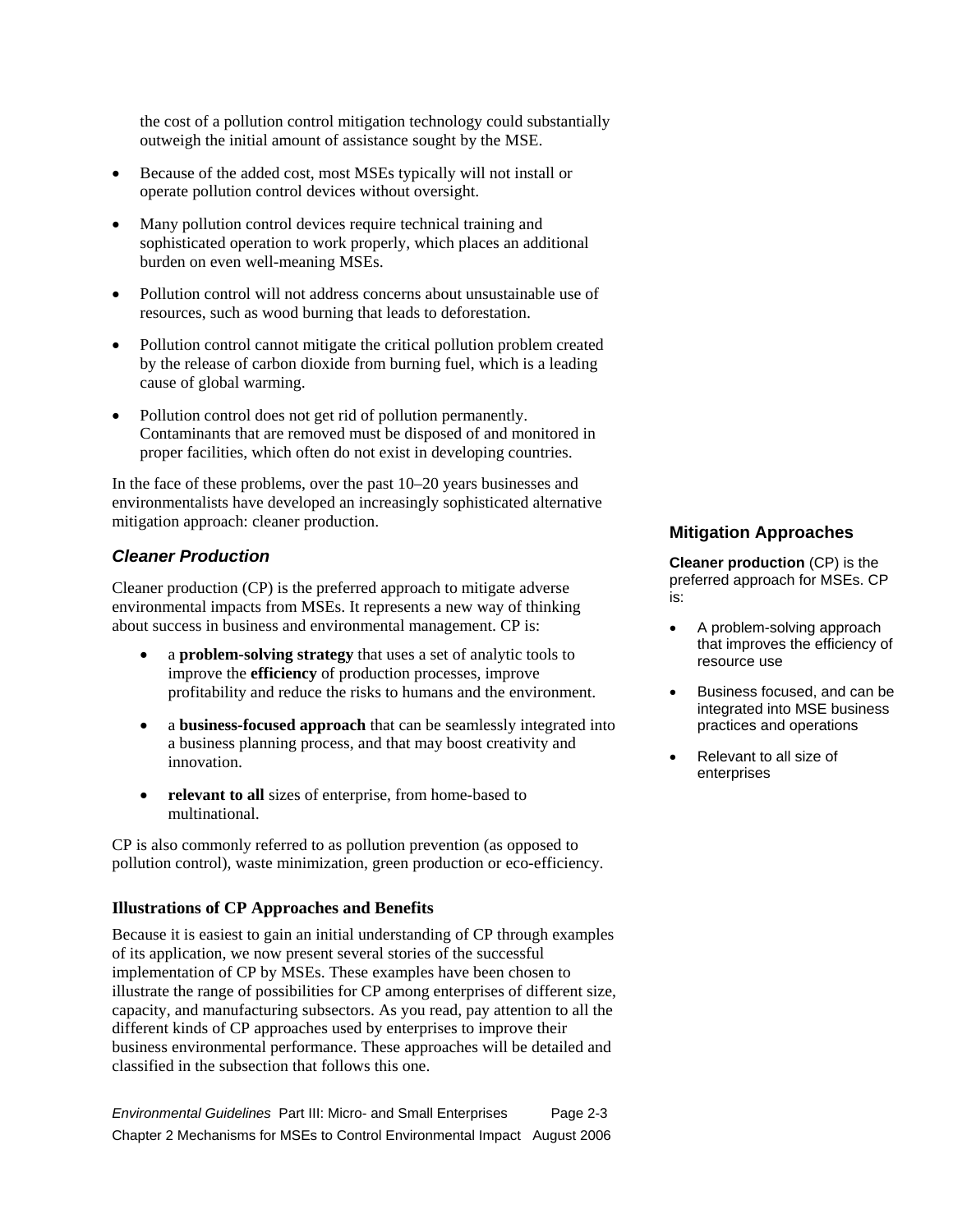the cost of a pollution control mitigation technology could substantially outweigh the initial amount of assistance sought by the MSE.

- Because of the added cost, most MSEs typically will not install or operate pollution control devices without oversight.
- Many pollution control devices require technical training and sophisticated operation to work properly, which places an additional burden on even well-meaning MSEs.
- Pollution control will not address concerns about unsustainable use of resources, such as wood burning that leads to deforestation.
- Pollution control cannot mitigate the critical pollution problem created by the release of carbon dioxide from burning fuel, which is a leading cause of global warming.
- Pollution control does not get rid of pollution permanently. Contaminants that are removed must be disposed of and monitored in proper facilities, which often do not exist in developing countries.

In the face of these problems, over the past 10–20 years businesses and environmentalists have developed an increasingly sophisticated alternative mitigation approach: cleaner production.

### *Cleaner Production*

Cleaner production (CP) is the preferred approach to mitigate adverse environmental impacts from MSEs. It represents a new way of thinking about success in business and environmental management. CP is:

- a **problem-solving strategy** that uses a set of analytic tools to improve the **efficiency** of production processes, improve profitability and reduce the risks to humans and the environment.
- a **business-focused approach** that can be seamlessly integrated into a business planning process, and that may boost creativity and innovation.
- **relevant to all** sizes of enterprise, from home-based to multinational.

CP is also commonly referred to as pollution prevention (as opposed to pollution control), waste minimization, green production or eco-efficiency.

#### Illustrations of CP Approaches and Benefits

Because it is easiest to gain an initial understanding of CP through examples of its application, we now present several stories of the successful implementation of CP by MSEs. These examples have been chosen to illustrate the range of possibilities for CP among enterprises of different size, capacity, and manufacturing subsectors. As you read, pay attention to all the different kinds of CP approaches used by enterprises to improve their business environmental performance. These approaches will be detailed and classified in the subsection that follows this one.

**Mitigation Approaches**

**Cleaner production** (CP) is the preferred approach for MSEs. CP is:

- A problem-solving approach that improves the efficiency of resource use
- Business focused, and can be integrated into MSE business practices and operations
- Relevant to all size of enterprises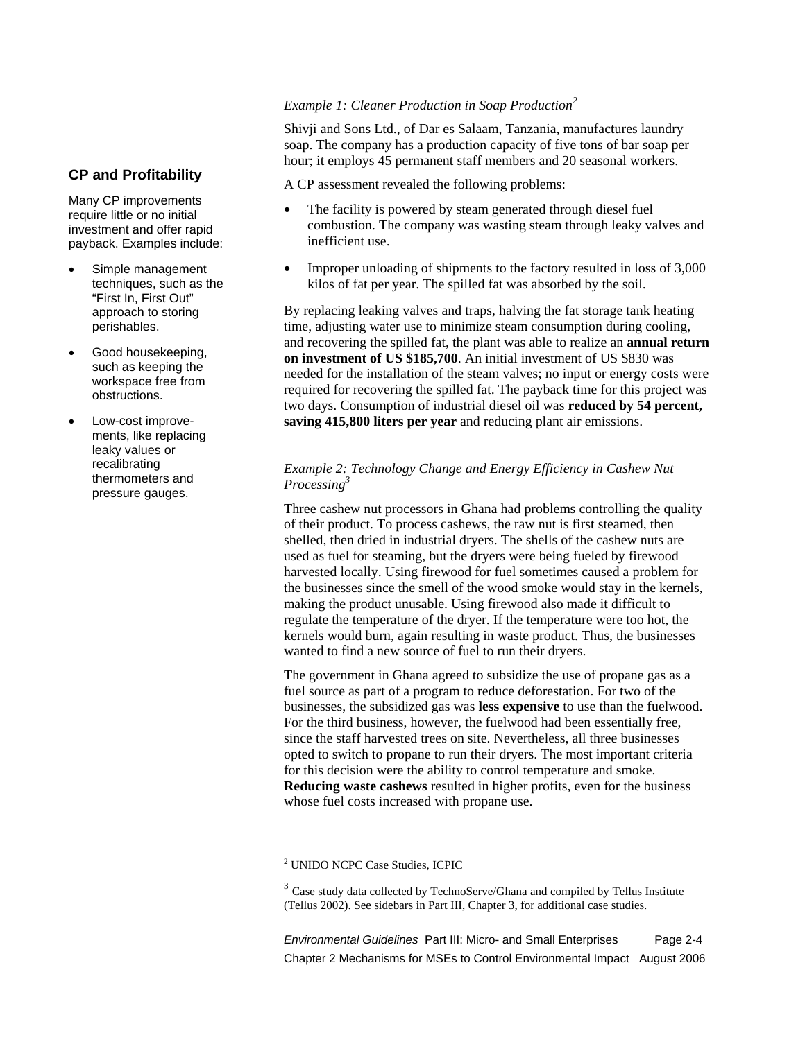## CP and Profitability

Many CP improvements require little or no initial investment and offer rapid payback. Examples include:

- Simple management techniques, such as the “First In, First Out” approach to storing perishables.
- Good housekeeping, such as keeping the workspace free from obstructions.
- Low-cost improvements, like replacing leaky values or recalibrating thermometers and pressure gauges.

*Example 1: Cleaner Production in Soap Production*[2]

Shivji and Sons Ltd., of Dar es Salaam, Tanzania, manufactures laundry soap. The company has a production capacity of five tons of bar soap per hour; it employs 45 permanent staff members and 20 seasonal workers.

A CP assessment revealed the following problems:

- The facility is powered by steam generated through diesel fuel combustion. The company was wasting steam through leaky valves and inefficient use.
- Improper unloading of shipments to the factory resulted in loss of 3,000 kilos of fat per year. The spilled fat was absorbed by the soil.

By replacing leaking valves and traps, halving the fat storage tank heating time, adjusting water use to minimize steam consumption during cooling, and recovering the spilled fat, the plant was able to realize an **annual return on investment of US $185,700**. An initial investment of US $830 was needed for the installation of the steam valves; no input or energy costs were required for recovering the spilled fat. The payback time for this project was two days. Consumption of industrial diesel oil was **reduced by 54 percent, saving 415,800 liters per year** and reducing plant air emissions.

*Example 2: Technology Change and Energy Efficiency in Cashew Nut Processing*[3]

Three cashew nut processors in Ghana had problems controlling the quality of their product. To process cashews, the raw nut is first steamed, then shelled, then dried in industrial dryers. The shells of the cashew nuts are used as fuel for steaming, but the dryers were being fueled by firewood harvested locally. Using firewood for fuel sometimes caused a problem for the businesses since the smell of the wood smoke would stay in the kernels, making the product unusable. Using firewood also made it difficult to regulate the temperature of the dryer. If the temperature were too hot, the kernels would burn, again resulting in waste product. Thus, the businesses wanted to find a new source of fuel to run their dryers.

The government in Ghana agreed to subsidize the use of propane gas as a fuel source as part of a program to reduce deforestation. For two of the businesses, the subsidized gas was **less expensive** to use than the fuelwood. For the third business, however, the fuelwood had been essentially free, since the staff harvested trees on site. Nevertheless, all three businesses opted to switch to propane to run their dryers. The most important criteria for this decision were the ability to control temperature and smoke. **Reducing waste cashews** resulted in higher profits, even for the business whose fuel costs increased with propane use.

---

[2] UNIDO NCPC Case Studies, ICPIC

[3] Case study data collected by TechnoServe/Ghana and compiled by Tellus Institute (Tellus 2002). See sidebars in Part III, Chapter 3, for additional case studies.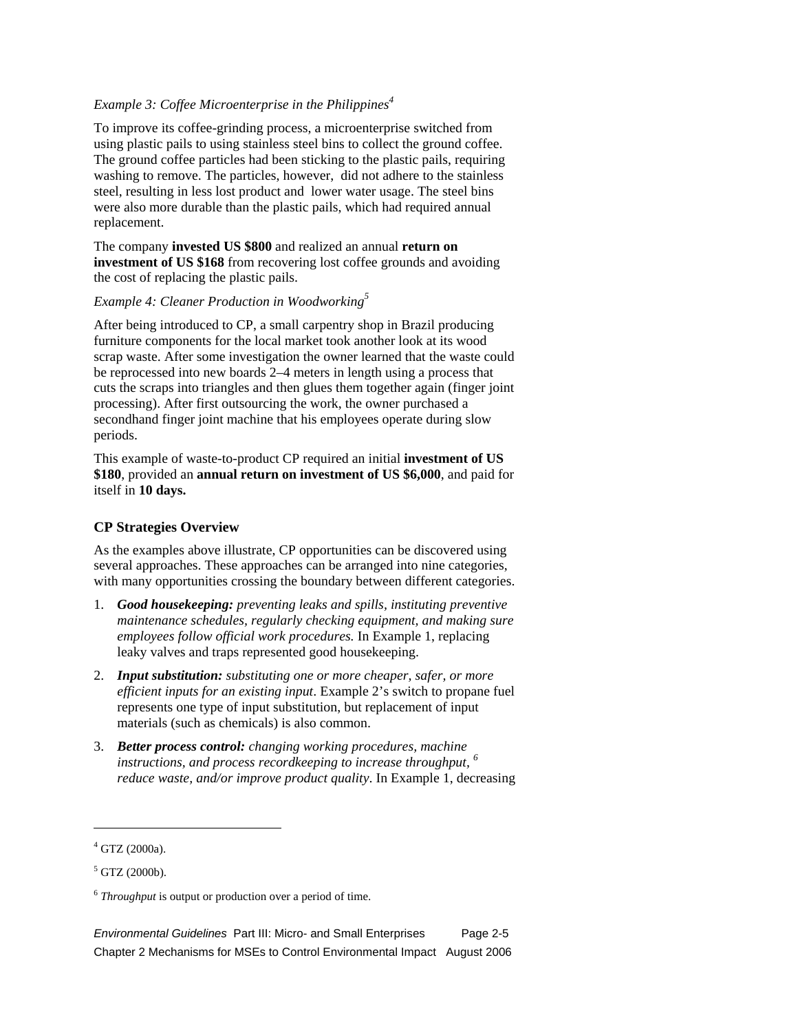*Example 3: Coffee Microenterprise in the Philippines*[4]

To improve its coffee-grinding process, a microenterprise switched from using plastic pails to using stainless steel bins to collect the ground coffee. The ground coffee particles had been sticking to the plastic pails, requiring washing to remove. The particles, however, did not adhere to the stainless steel, resulting in less lost product and lower water usage. The steel bins were also more durable than the plastic pails, which had required annual replacement.

The company **invested US $800** and realized an annual **return on investment of US $168** from recovering lost coffee grounds and avoiding the cost of replacing the plastic pails.

*Example 4: Cleaner Production in Woodworking*[5]

After being introduced to CP, a small carpentry shop in Brazil producing furniture components for the local market took another look at its wood scrap waste. After some investigation the owner learned that the waste could be reprocessed into new boards 2–4 meters in length using a process that cuts the scraps into triangles and then glues them together again (finger joint processing). After first outsourcing the work, the owner purchased a secondhand finger joint machine that his employees operate during slow periods.

This example of waste-to-product CP required an initial **investment of US $180**, provided an **annual return on investment of US $6,000**, and paid for itself in **10 days.**

### CP Strategies Overview

As the examples above illustrate, CP opportunities can be discovered using several approaches. These approaches can be arranged into nine categories, with many opportunities crossing the boundary between different categories.

1. ***Good housekeeping:*** *preventing leaks and spills, instituting preventive maintenance schedules, regularly checking equipment, and making sure employees follow official work procedures.* In Example 1, replacing leaky valves and traps represented good housekeeping.
2. ***Input substitution:*** *substituting one or more cheaper, safer, or more efficient inputs for an existing input*. Example 2's switch to propane fuel represents one type of input substitution, but replacement of input materials (such as chemicals) is also common.
3. ***Better process control:*** *changing working procedures, machine instructions, and process recordkeeping to increase throughput,*[6] *reduce waste, and/or improve product quality*. In Example 1, decreasing

[4] GTZ (2000a).

[5] GTZ (2000b).

[6] *Throughput* is output or production over a period of time.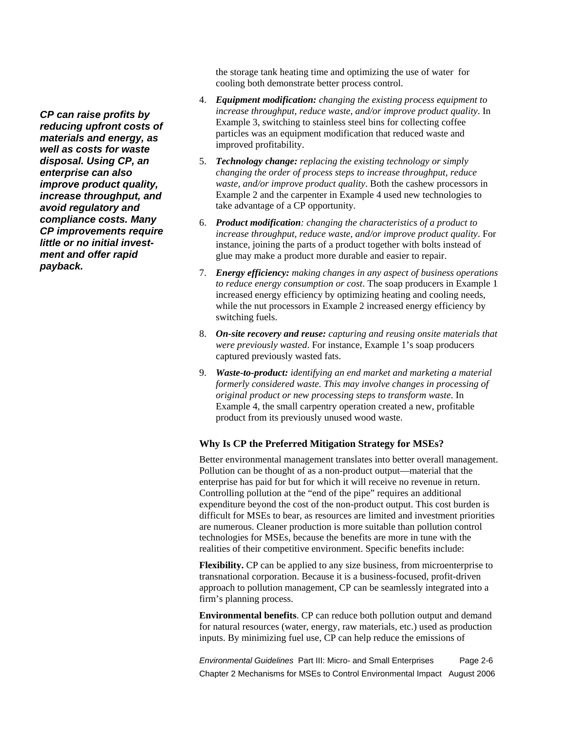the storage tank heating time and optimizing the use of water for cooling both demonstrate better process control.

***CP can raise profits by reducing upfront costs of materials and energy, as well as costs for waste disposal. Using CP, an enterprise can also improve product quality, increase throughput, and avoid regulatory and compliance costs. Many CP improvements require little or no initial investment and offer rapid payback.***

4. ***Equipment modification:*** *changing the existing process equipment to increase throughput, reduce waste, and/or improve product quality*. In Example 3, switching to stainless steel bins for collecting coffee particles was an equipment modification that reduced waste and improved profitability.
5. ***Technology change:*** *replacing the existing technology or simply changing the order of process steps to increase throughput, reduce waste, and/or improve product quality*. Both the cashew processors in Example 2 and the carpenter in Example 4 used new technologies to take advantage of a CP opportunity.
6. ***Product modification****: changing the characteristics of a product to increase throughput, reduce waste, and/or improve product quality*. For instance, joining the parts of a product together with bolts instead of glue may make a product more durable and easier to repair.
7. ***Energy efficiency:*** *making changes in any aspect of business operations to reduce energy consumption or cost*. The soap producers in Example 1 increased energy efficiency by optimizing heating and cooling needs, while the nut processors in Example 2 increased energy efficiency by switching fuels.
8. ***On-site recovery and reuse:*** *capturing and reusing onsite materials that were previously wasted*. For instance, Example 1's soap producers captured previously wasted fats.
9. ***Waste-to-product:*** *identifying an end market and marketing a material formerly considered waste. This may involve changes in processing of original product or new processing steps to transform waste*. In Example 4, the small carpentry operation created a new, profitable product from its previously unused wood waste.

### Why Is CP the Preferred Mitigation Strategy for MSEs?

Better environmental management translates into better overall management. Pollution can be thought of as a non-product output—material that the enterprise has paid for but for which it will receive no revenue in return. Controlling pollution at the "end of the pipe" requires an additional expenditure beyond the cost of the non-product output. This cost burden is difficult for MSEs to bear, as resources are limited and investment priorities are numerous. Cleaner production is more suitable than pollution control technologies for MSEs, because the benefits are more in tune with the realities of their competitive environment. Specific benefits include:

**Flexibility.** CP can be applied to any size business, from microenterprise to transnational corporation. Because it is a business-focused, profit-driven approach to pollution management, CP can be seamlessly integrated into a firm's planning process.

**Environmental benefits**. CP can reduce both pollution output and demand for natural resources (water, energy, raw materials, etc.) used as production inputs. By minimizing fuel use, CP can help reduce the emissions of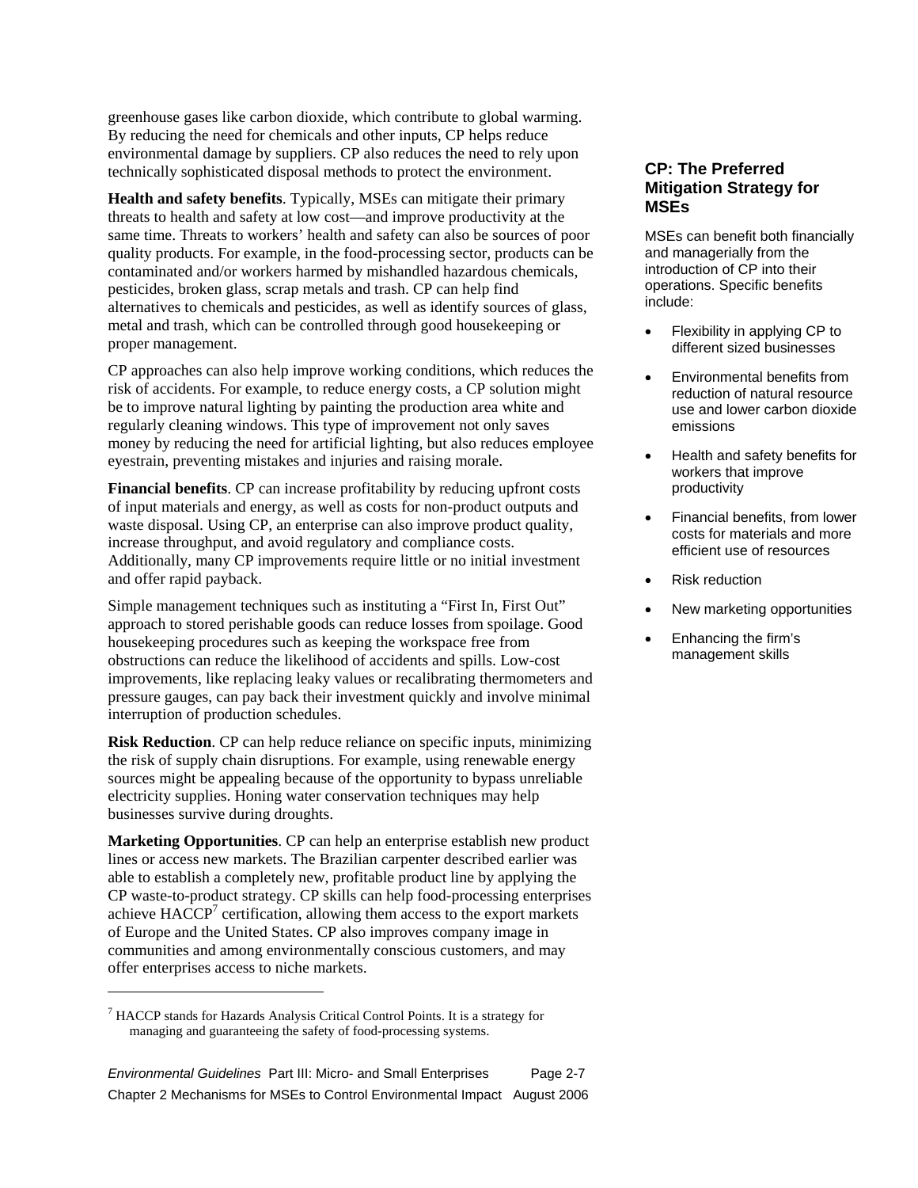greenhouse gases like carbon dioxide, which contribute to global warming. By reducing the need for chemicals and other inputs, CP helps reduce environmental damage by suppliers. CP also reduces the need to rely upon technically sophisticated disposal methods to protect the environment.

**Health and safety benefits**. Typically, MSEs can mitigate their primary threats to health and safety at low cost—and improve productivity at the same time. Threats to workers' health and safety can also be sources of poor quality products. For example, in the food-processing sector, products can be contaminated and/or workers harmed by mishandled hazardous chemicals, pesticides, broken glass, scrap metals and trash. CP can help find alternatives to chemicals and pesticides, as well as identify sources of glass, metal and trash, which can be controlled through good housekeeping or proper management.

CP approaches can also help improve working conditions, which reduces the risk of accidents. For example, to reduce energy costs, a CP solution might be to improve natural lighting by painting the production area white and regularly cleaning windows. This type of improvement not only saves money by reducing the need for artificial lighting, but also reduces employee eyestrain, preventing mistakes and injuries and raising morale.

**Financial benefits**. CP can increase profitability by reducing upfront costs of input materials and energy, as well as costs for non-product outputs and waste disposal. Using CP, an enterprise can also improve product quality, increase throughput, and avoid regulatory and compliance costs. Additionally, many CP improvements require little or no initial investment and offer rapid payback.

Simple management techniques such as instituting a "First In, First Out" approach to stored perishable goods can reduce losses from spoilage. Good housekeeping procedures such as keeping the workspace free from obstructions can reduce the likelihood of accidents and spills. Low-cost improvements, like replacing leaky values or recalibrating thermometers and pressure gauges, can pay back their investment quickly and involve minimal interruption of production schedules.

**Risk Reduction**. CP can help reduce reliance on specific inputs, minimizing the risk of supply chain disruptions. For example, using renewable energy sources might be appealing because of the opportunity to bypass unreliable electricity supplies. Honing water conservation techniques may help businesses survive during droughts.

**Marketing Opportunities**. CP can help an enterprise establish new product lines or access new markets. The Brazilian carpenter described earlier was able to establish a completely new, profitable product line by applying the CP waste-to-product strategy. CP skills can help food-processing enterprises achieve HACCP[7] certification, allowing them access to the export markets of Europe and the United States. CP also improves company image in communities and among environmentally conscious customers, and may offer enterprises access to niche markets.

### CP: The Preferred Mitigation Strategy for MSEs

MSEs can benefit both financially and managerially from the introduction of CP into their operations. Specific benefits include:

- Flexibility in applying CP to different sized businesses
- Environmental benefits from reduction of natural resource use and lower carbon dioxide emissions
- Health and safety benefits for workers that improve productivity
- Financial benefits, from lower costs for materials and more efficient use of resources
- Risk reduction
- New marketing opportunities
- Enhancing the firm's management skills

---

[7] HACCP stands for Hazards Analysis Critical Control Points. It is a strategy for managing and guaranteeing the safety of food-processing systems.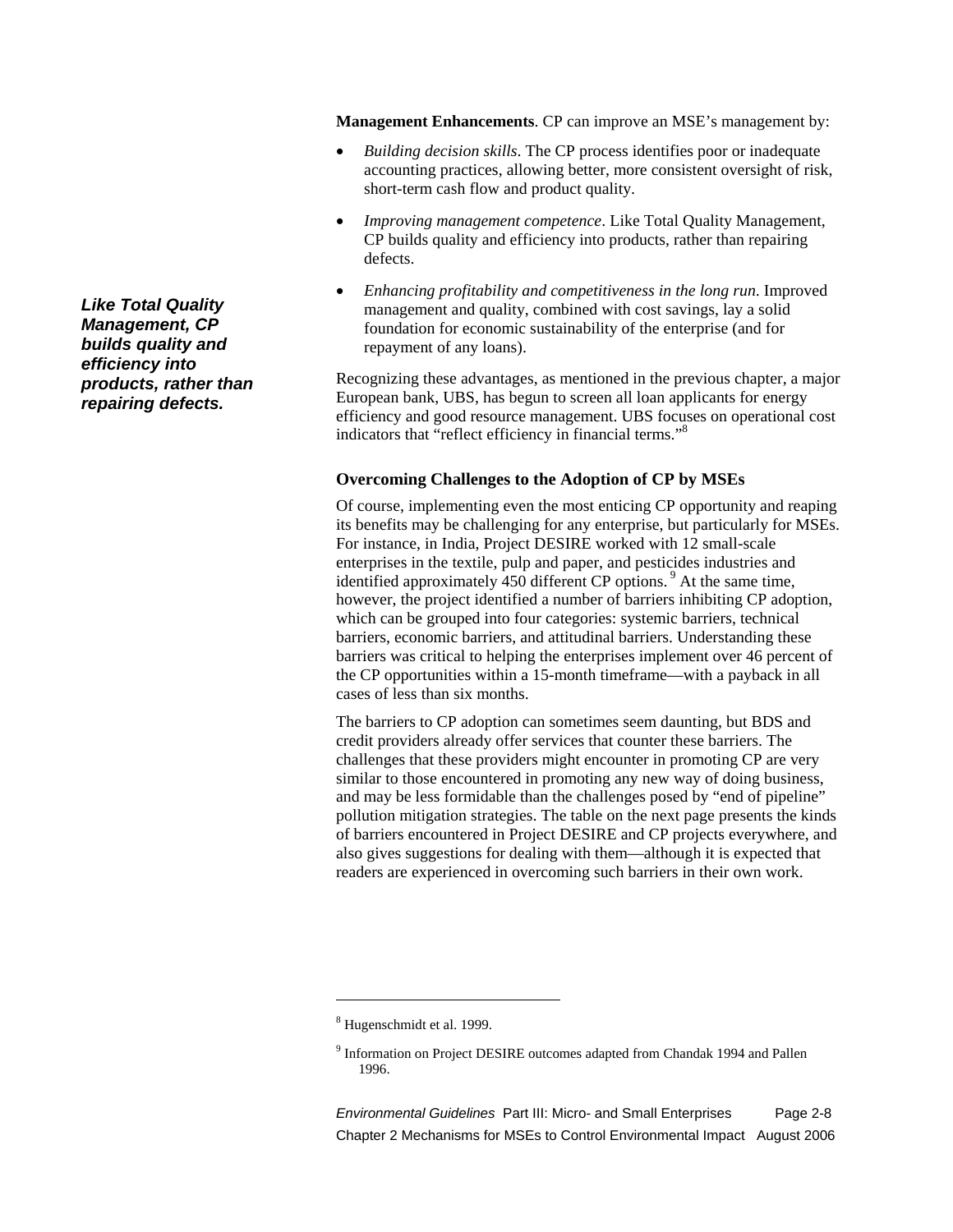**Management Enhancements**. CP can improve an MSE's management by:

- *Building decision skills*. The CP process identifies poor or inadequate accounting practices, allowing better, more consistent oversight of risk, short-term cash flow and product quality.
- *Improving management competence*. Like Total Quality Management, CP builds quality and efficiency into products, rather than repairing defects.
- *Enhancing profitability and competitiveness in the long run*. Improved management and quality, combined with cost savings, lay a solid foundation for economic sustainability of the enterprise (and for repayment of any loans).

***Like Total Quality Management, CP builds quality and efficiency into products, rather than repairing defects.***

Recognizing these advantages, as mentioned in the previous chapter, a major European bank, UBS, has begun to screen all loan applicants for energy efficiency and good resource management. UBS focuses on operational cost indicators that "reflect efficiency in financial terms."[8]

### Overcoming Challenges to the Adoption of CP by MSEs

Of course, implementing even the most enticing CP opportunity and reaping its benefits may be challenging for any enterprise, but particularly for MSEs. For instance, in India, Project DESIRE worked with 12 small-scale enterprises in the textile, pulp and paper, and pesticides industries and identified approximately 450 different CP options.[9] At the same time, however, the project identified a number of barriers inhibiting CP adoption, which can be grouped into four categories: systemic barriers, technical barriers, economic barriers, and attitudinal barriers. Understanding these barriers was critical to helping the enterprises implement over 46 percent of the CP opportunities within a 15-month timeframe—with a payback in all cases of less than six months.

The barriers to CP adoption can sometimes seem daunting, but BDS and credit providers already offer services that counter these barriers. The challenges that these providers might encounter in promoting CP are very similar to those encountered in promoting any new way of doing business, and may be less formidable than the challenges posed by "end of pipeline" pollution mitigation strategies. The table on the next page presents the kinds of barriers encountered in Project DESIRE and CP projects everywhere, and also gives suggestions for dealing with them—although it is expected that readers are experienced in overcoming such barriers in their own work.

---

[8] Hugenschmidt et al. 1999.

[9] Information on Project DESIRE outcomes adapted from Chandak 1994 and Pallen 1996.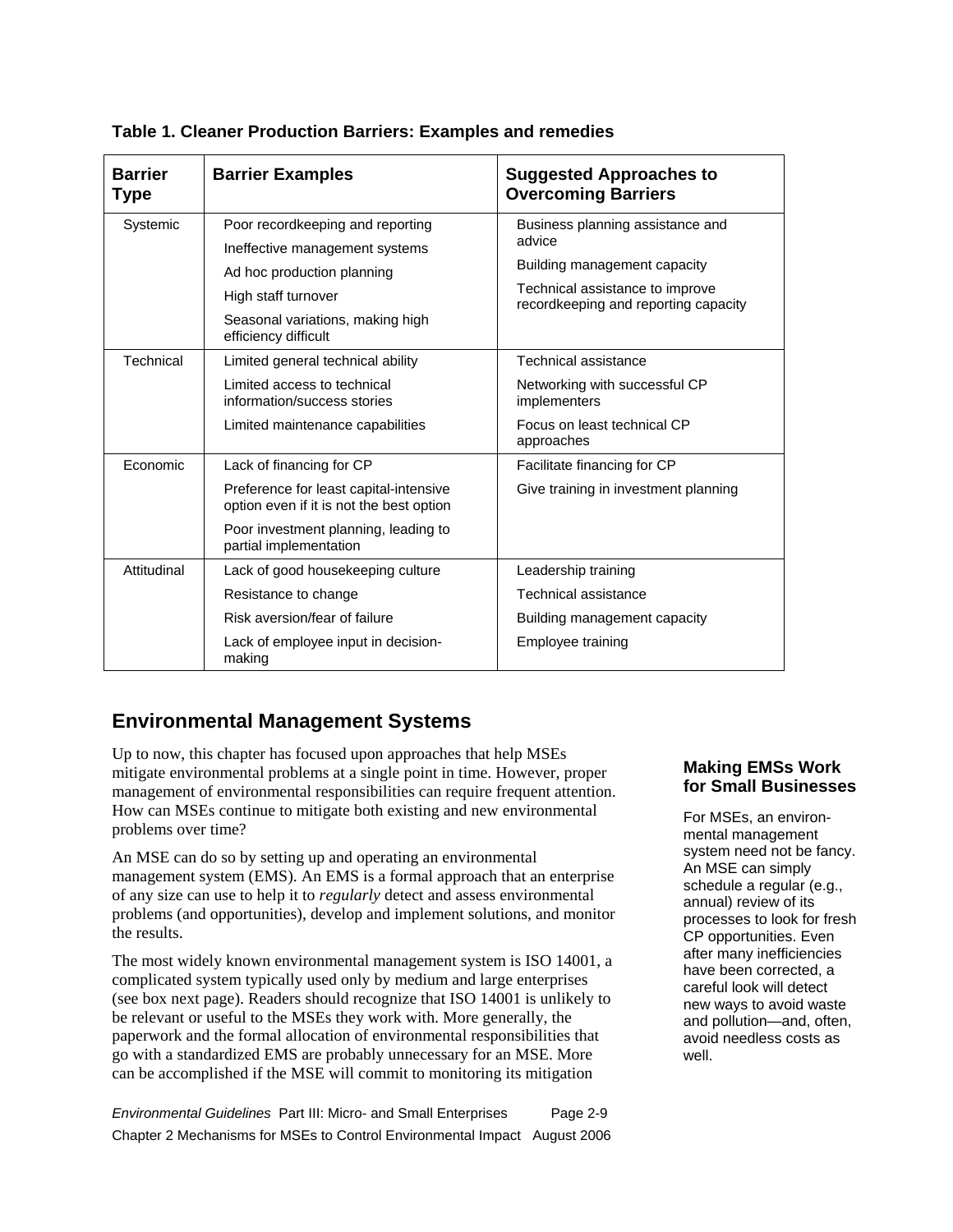**Table 1. Cleaner Production Barriers: Examples and remedies**

| Barrier Type | Barrier Examples | Suggested Approaches to Overcoming Barriers |
|---|---|---|
| Systemic | Poor recordkeeping and reporting<br>Ineffective management systems<br>Ad hoc production planning<br>High staff turnover<br>Seasonal variations, making high efficiency difficult | Business planning assistance and advice<br>Building management capacity<br>Technical assistance to improve recordkeeping and reporting capacity |
| Technical | Limited general technical ability<br>Limited access to technical information/success stories<br>Limited maintenance capabilities | Technical assistance<br>Networking with successful CP implementers<br>Focus on least technical CP approaches |
| Economic | Lack of financing for CP<br>Preference for least capital-intensive option even if it is not the best option<br>Poor investment planning, leading to partial implementation | Facilitate financing for CP<br>Give training in investment planning |
| Attitudinal | Lack of good housekeeping culture<br>Resistance to change<br>Risk aversion/fear of failure<br>Lack of employee input in decision-making | Leadership training<br>Technical assistance<br>Building management capacity<br>Employee training |

## Environmental Management Systems

Up to now, this chapter has focused upon approaches that help MSEs mitigate environmental problems at a single point in time. However, proper management of environmental responsibilities can require frequent attention. How can MSEs continue to mitigate both existing and new environmental problems over time?

An MSE can do so by setting up and operating an environmental management system (EMS). An EMS is a formal approach that an enterprise of any size can use to help it to *regularly* detect and assess environmental problems (and opportunities), develop and implement solutions, and monitor the results.

The most widely known environmental management system is ISO 14001, a complicated system typically used only by medium and large enterprises (see box next page). Readers should recognize that ISO 14001 is unlikely to be relevant or useful to the MSEs they work with. More generally, the paperwork and the formal allocation of environmental responsibilities that go with a standardized EMS are probably unnecessary for an MSE. More can be accomplished if the MSE will commit to monitoring its mitigation

### Making EMSs Work for Small Businesses

For MSEs, an environmental management system need not be fancy. An MSE can simply schedule a regular (e.g., annual) review of its processes to look for fresh CP opportunities. Even after many inefficiencies have been corrected, a careful look will detect new ways to avoid waste and pollution—and, often, avoid needless costs as well.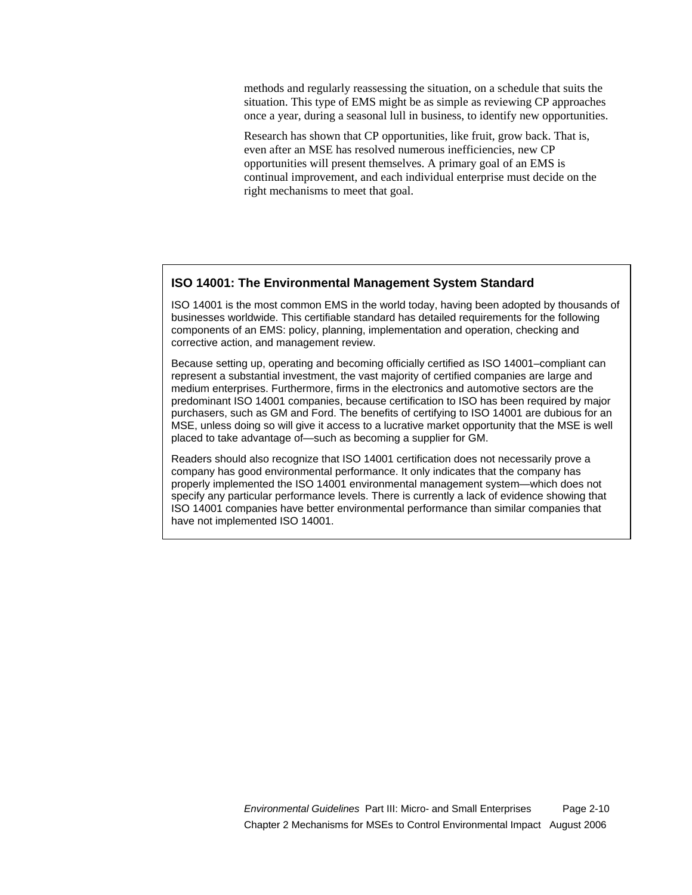methods and regularly reassessing the situation, on a schedule that suits the situation. This type of EMS might be as simple as reviewing CP approaches once a year, during a seasonal lull in business, to identify new opportunities.

Research has shown that CP opportunities, like fruit, grow back. That is, even after an MSE has resolved numerous inefficiencies, new CP opportunities will present themselves. A primary goal of an EMS is continual improvement, and each individual enterprise must decide on the right mechanisms to meet that goal.

### ISO 14001: The Environmental Management System Standard

ISO 14001 is the most common EMS in the world today, having been adopted by thousands of businesses worldwide. This certifiable standard has detailed requirements for the following components of an EMS: policy, planning, implementation and operation, checking and corrective action, and management review.

Because setting up, operating and becoming officially certified as ISO 14001–compliant can represent a substantial investment, the vast majority of certified companies are large and medium enterprises. Furthermore, firms in the electronics and automotive sectors are the predominant ISO 14001 companies, because certification to ISO has been required by major purchasers, such as GM and Ford. The benefits of certifying to ISO 14001 are dubious for an MSE, unless doing so will give it access to a lucrative market opportunity that the MSE is well placed to take advantage of—such as becoming a supplier for GM.

Readers should also recognize that ISO 14001 certification does not necessarily prove a company has good environmental performance. It only indicates that the company has properly implemented the ISO 14001 environmental management system—which does not specify any particular performance levels. There is currently a lack of evidence showing that ISO 14001 companies have better environmental performance than similar companies that have not implemented ISO 14001.